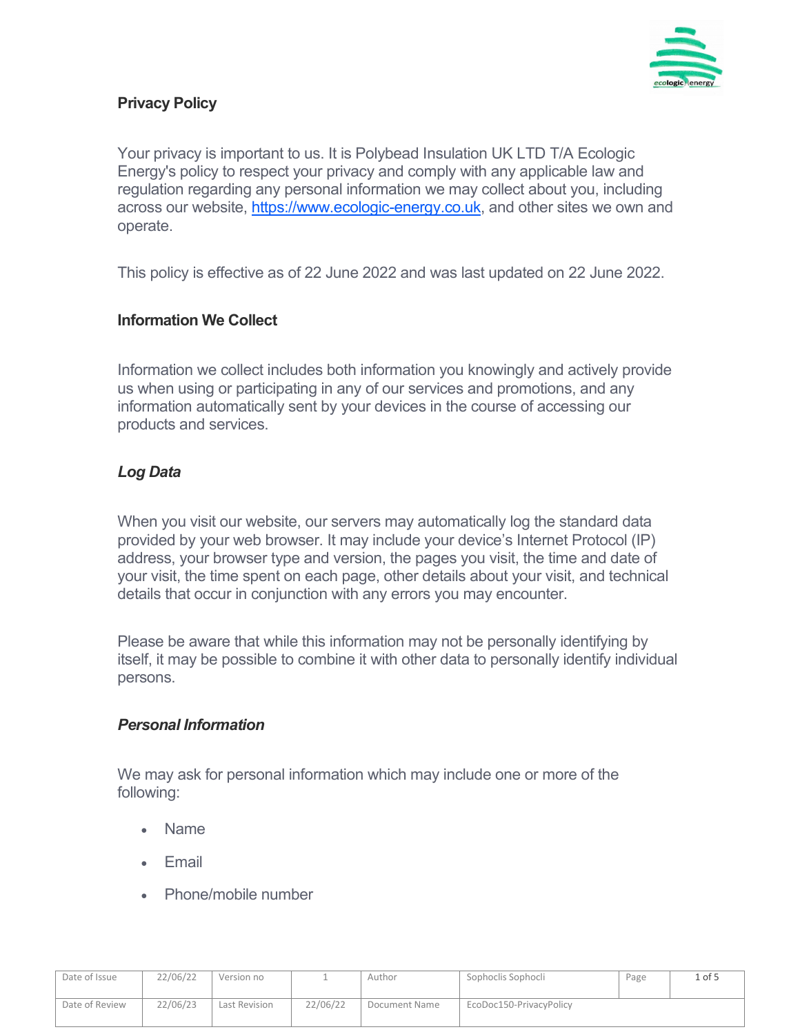# Privacy Policy

Your privacy is important to us. It is Polybead Insulation UK LTD T/A Ecologic Energy's policy to respect your privacy and comply with any applicable law and regulation regarding any personal information we may collect about you, including across our website, [https://www.ecologic-energy.co.uk](https://www.ecologic-energy.co.uk), and other sites we own and operate.

This policy is effective as of 22 June 2022 and was last updated on 22 June 2022.

## Information We Collect

Information we collect includes both information you knowingly and actively provide us when using or participating in any of our services and promotions, and any information automatically sent by your devices in the course of accessing our products and services.

### *Log Data*

When you visit our website, our servers may automatically log the standard data provided by your web browser. It may include your device's Internet Protocol (IP) address, your browser type and version, the pages you visit, the time and date of your visit, the time spent on each page, other details about your visit, and technical details that occur in conjunction with any errors you may encounter.

Please be aware that while this information may not be personally identifying by itself, it may be possible to combine it with other data to personally identify individual persons.

### *Personal Information*

We may ask for personal information which may include one or more of the following:

- Name
- Email
- Phone/mobile number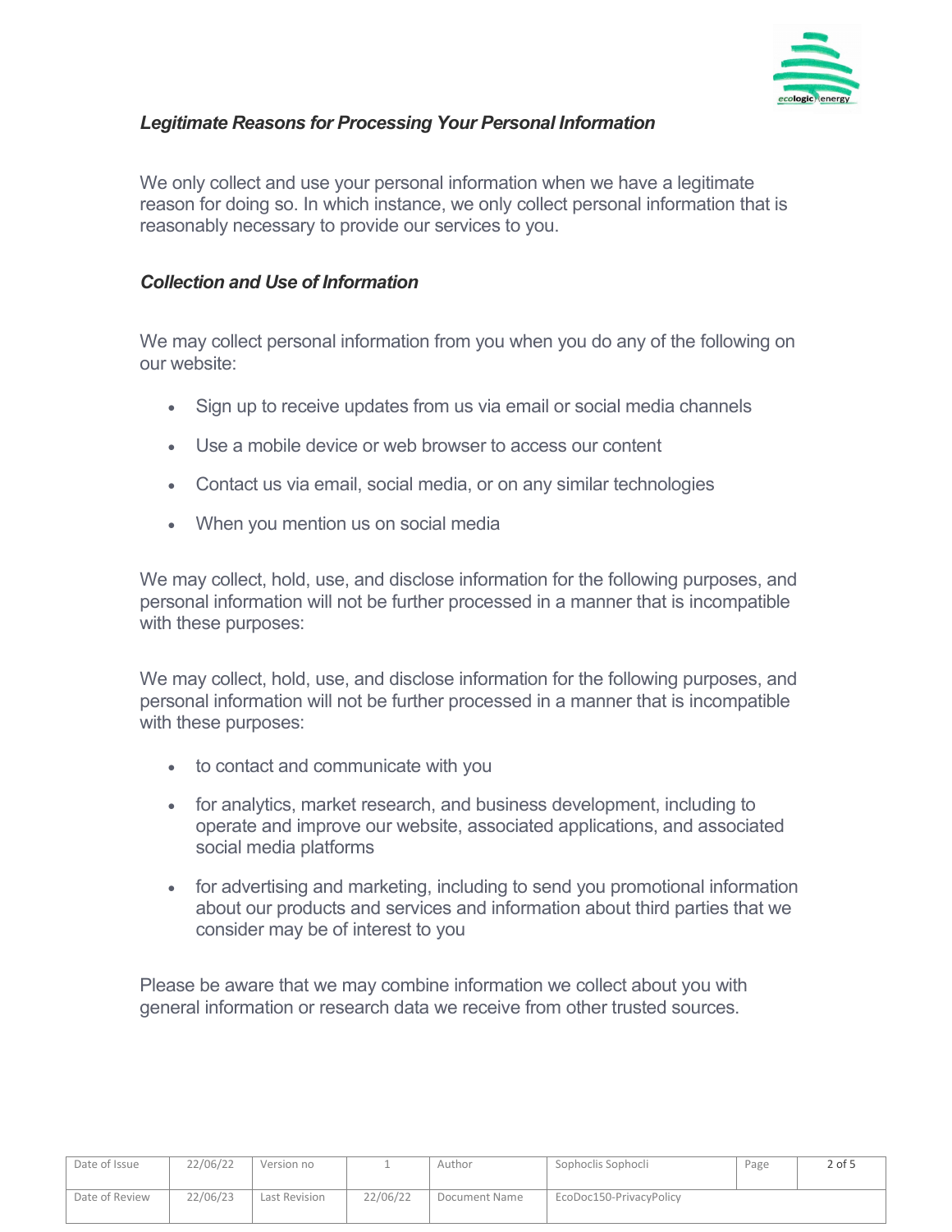### *Legitimate Reasons for Processing Your Personal Information*

We only collect and use your personal information when we have a legitimate reason for doing so. In which instance, we only collect personal information that is reasonably necessary to provide our services to you.

### *Collection and Use of Information*

We may collect personal information from you when you do any of the following on our website:

- Sign up to receive updates from us via email or social media channels
- Use a mobile device or web browser to access our content
- Contact us via email, social media, or on any similar technologies
- When you mention us on social media

We may collect, hold, use, and disclose information for the following purposes, and personal information will not be further processed in a manner that is incompatible with these purposes:

We may collect, hold, use, and disclose information for the following purposes, and personal information will not be further processed in a manner that is incompatible with these purposes:

- to contact and communicate with you
- for analytics, market research, and business development, including to operate and improve our website, associated applications, and associated social media platforms
- for advertising and marketing, including to send you promotional information about our products and services and information about third parties that we consider may be of interest to you

Please be aware that we may combine information we collect about you with general information or research data we receive from other trusted sources.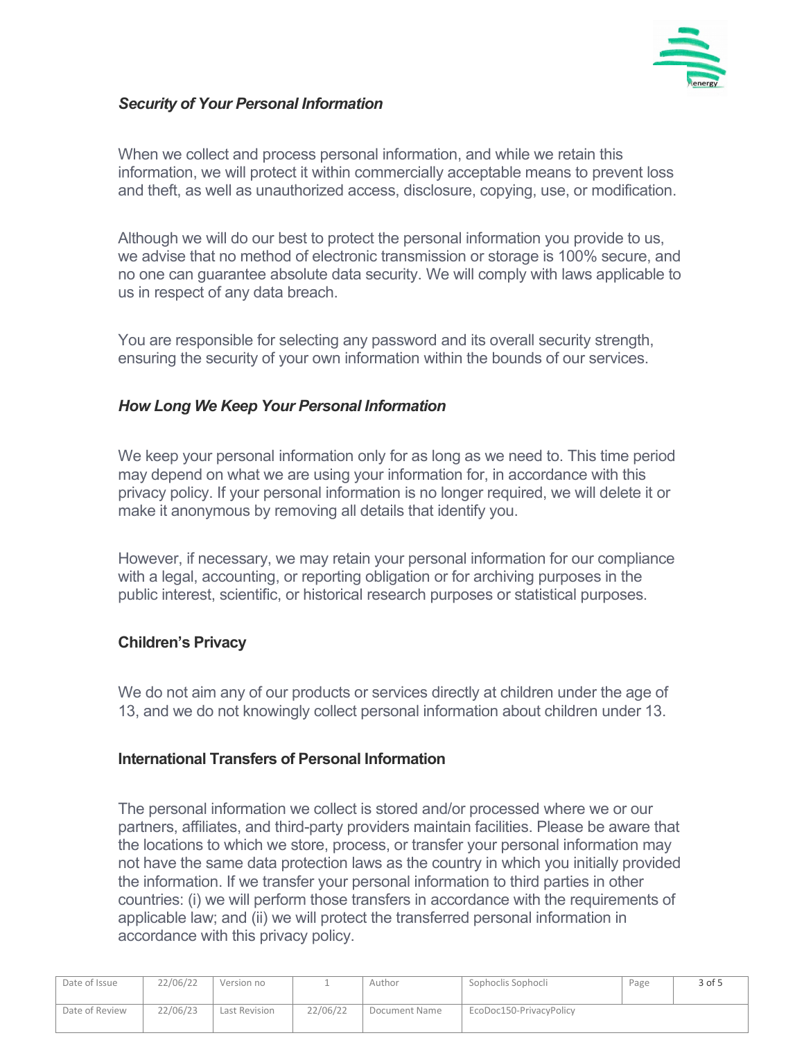### *Security of Your Personal Information*

When we collect and process personal information, and while we retain this information, we will protect it within commercially acceptable means to prevent loss and theft, as well as unauthorized access, disclosure, copying, use, or modification.

Although we will do our best to protect the personal information you provide to us, we advise that no method of electronic transmission or storage is 100% secure, and no one can guarantee absolute data security. We will comply with laws applicable to us in respect of any data breach.

You are responsible for selecting any password and its overall security strength, ensuring the security of your own information within the bounds of our services.

### *How Long We Keep Your Personal Information*

We keep your personal information only for as long as we need to. This time period may depend on what we are using your information for, in accordance with this privacy policy. If your personal information is no longer required, we will delete it or make it anonymous by removing all details that identify you.

However, if necessary, we may retain your personal information for our compliance with a legal, accounting, or reporting obligation or for archiving purposes in the public interest, scientific, or historical research purposes or statistical purposes.

### Children's Privacy

We do not aim any of our products or services directly at children under the age of 13, and we do not knowingly collect personal information about children under 13.

### International Transfers of Personal Information

The personal information we collect is stored and/or processed where we or our partners, affiliates, and third-party providers maintain facilities. Please be aware that the locations to which we store, process, or transfer your personal information may not have the same data protection laws as the country in which you initially provided the information. If we transfer your personal information to third parties in other countries: (i) we will perform those transfers in accordance with the requirements of applicable law; and (ii) we will protect the transferred personal information in accordance with this privacy policy.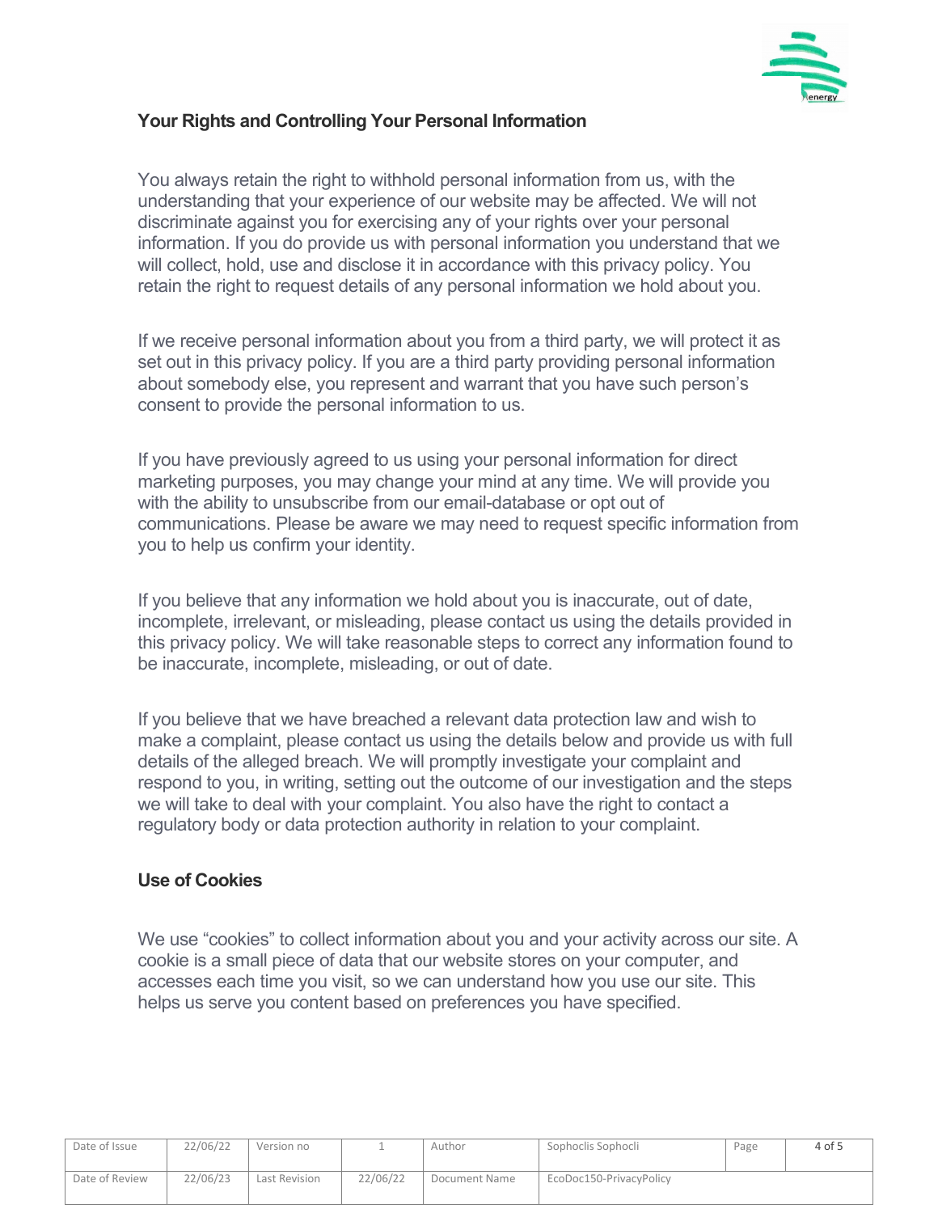## Your Rights and Controlling Your Personal Information

You always retain the right to withhold personal information from us, with the understanding that your experience of our website may be affected. We will not discriminate against you for exercising any of your rights over your personal information. If you do provide us with personal information you understand that we will collect, hold, use and disclose it in accordance with this privacy policy. You retain the right to request details of any personal information we hold about you.

If we receive personal information about you from a third party, we will protect it as set out in this privacy policy. If you are a third party providing personal information about somebody else, you represent and warrant that you have such person's consent to provide the personal information to us.

If you have previously agreed to us using your personal information for direct marketing purposes, you may change your mind at any time. We will provide you with the ability to unsubscribe from our email-database or opt out of communications. Please be aware we may need to request specific information from you to help us confirm your identity.

If you believe that any information we hold about you is inaccurate, out of date, incomplete, irrelevant, or misleading, please contact us using the details provided in this privacy policy. We will take reasonable steps to correct any information found to be inaccurate, incomplete, misleading, or out of date.

If you believe that we have breached a relevant data protection law and wish to make a complaint, please contact us using the details below and provide us with full details of the alleged breach. We will promptly investigate your complaint and respond to you, in writing, setting out the outcome of our investigation and the steps we will take to deal with your complaint. You also have the right to contact a regulatory body or data protection authority in relation to your complaint.

## Use of Cookies

We use "cookies" to collect information about you and your activity across our site. A cookie is a small piece of data that our website stores on your computer, and accesses each time you visit, so we can understand how you use our site. This helps us serve you content based on preferences you have specified.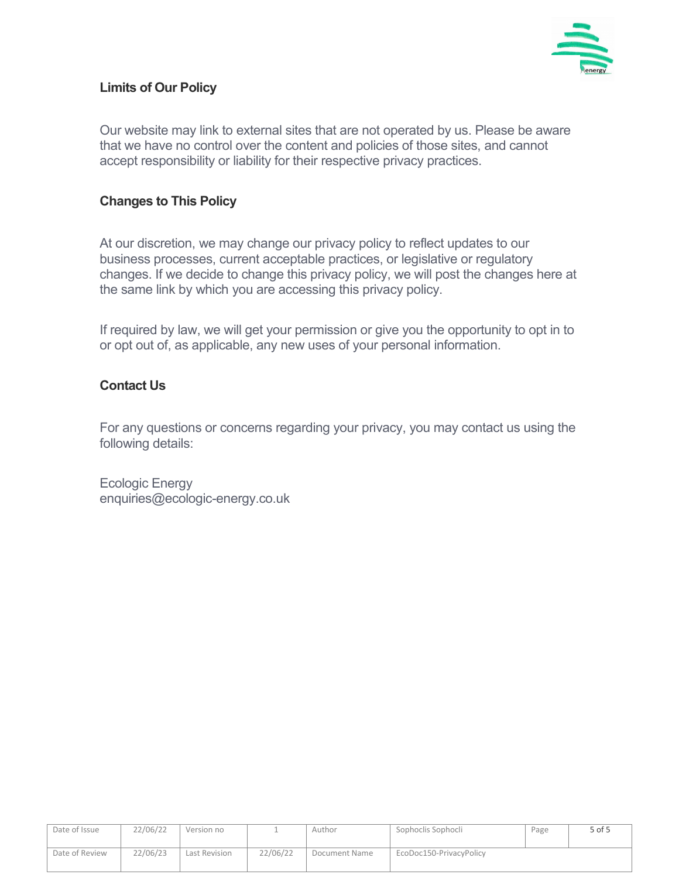## Limits of Our Policy

Our website may link to external sites that are not operated by us. Please be aware that we have no control over the content and policies of those sites, and cannot accept responsibility or liability for their respective privacy practices.

## Changes to This Policy

At our discretion, we may change our privacy policy to reflect updates to our business processes, current acceptable practices, or legislative or regulatory changes. If we decide to change this privacy policy, we will post the changes here at the same link by which you are accessing this privacy policy.

If required by law, we will get your permission or give you the opportunity to opt in to or opt out of, as applicable, any new uses of your personal information.

## Contact Us

For any questions or concerns regarding your privacy, you may contact us using the following details:

Ecologic Energy
enquiries@ecologic-energy.co.uk